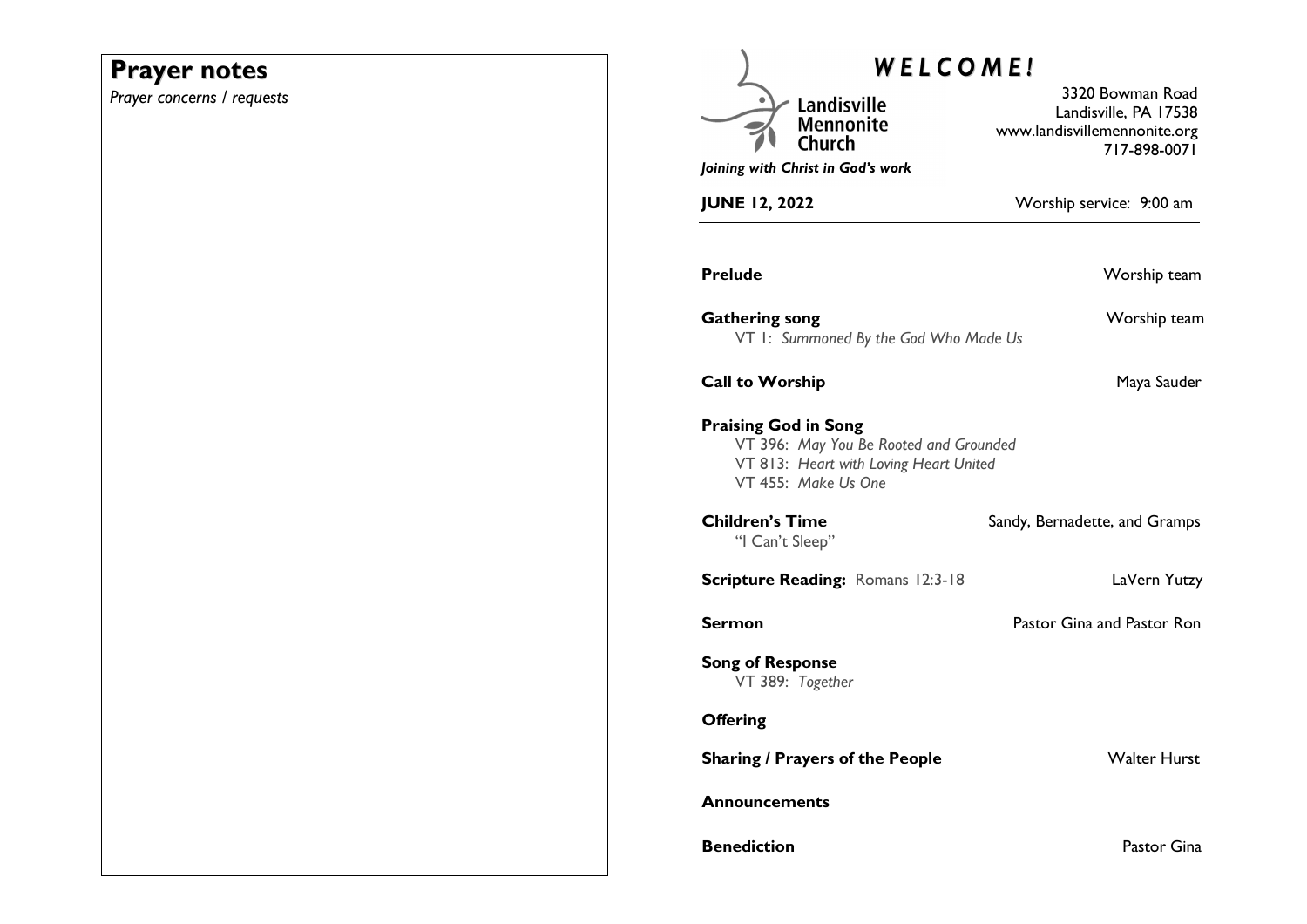# Prayer notes

*Prayer concerns / requests*

# *W E L C O M E !*

Landisville Mennonite Church

*Joining with Christ in God's work*

3320 Bowman Road
Landisville, PA 17538
www.landisvillemennonite.org
717-898-0071

**JUNE 12, 2022** Worship service: 9:00 am

**Prelude** Worship team

**Gathering song** Worship team
VT 1: *Summoned By the God Who Made Us*

**Call to Worship** Maya Sauder

**Praising God in Song**
VT 396: *May You Be Rooted and Grounded*
VT 813: *Heart with Loving Heart United*
VT 455: *Make Us One*

**Children's Time** Sandy, Bernadette, and Gramps
"I Can't Sleep"

**Scripture Reading:** Romans 12:3-18 LaVern Yutzy

**Sermon** Pastor Gina and Pastor Ron

**Song of Response**
VT 389: *Together*

**Offering**

**Sharing / Prayers of the People** Walter Hurst

**Announcements**

**Benediction** Pastor Gina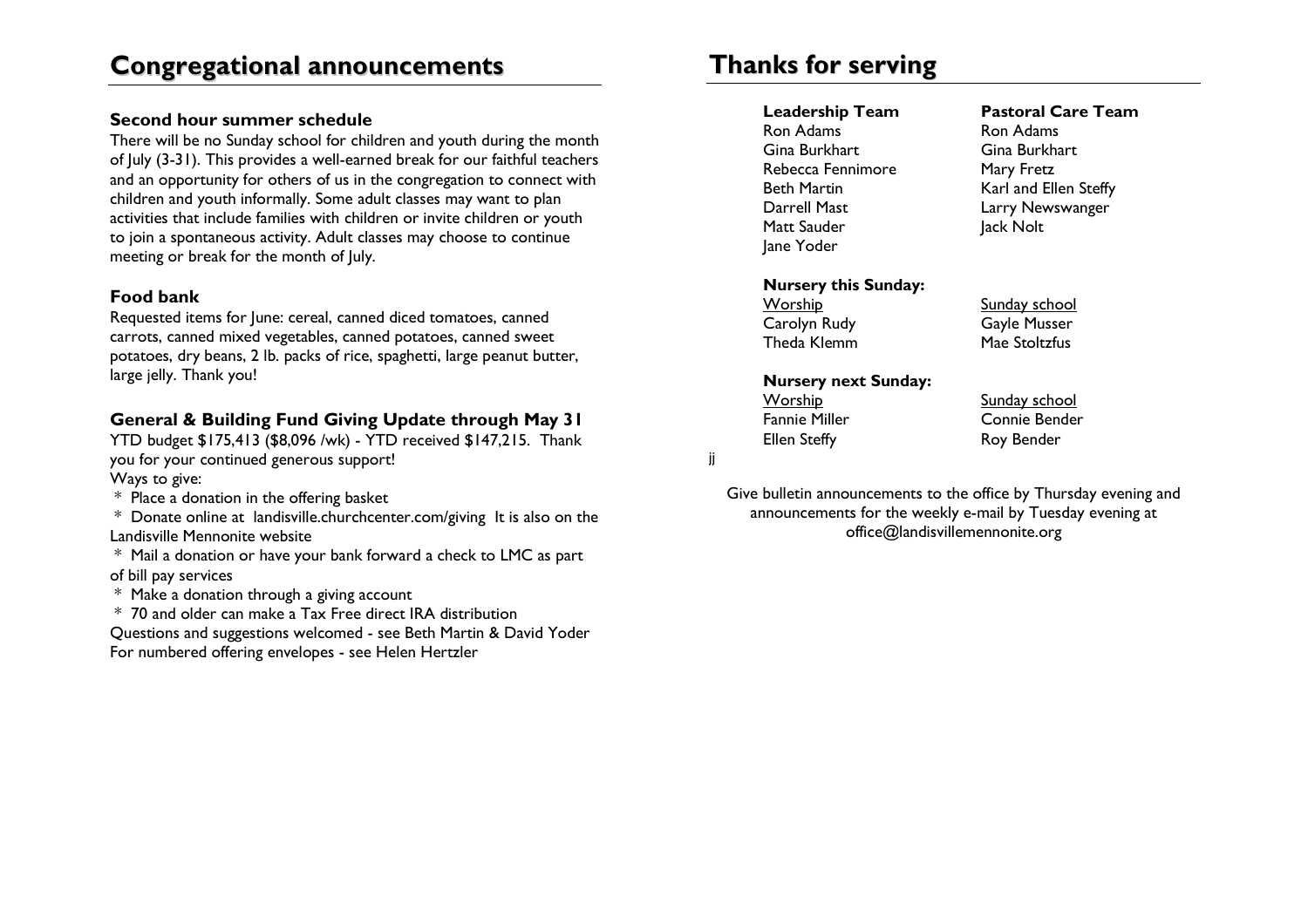# Congregational announcements

### Second hour summer schedule

There will be no Sunday school for children and youth during the month of July (3-31). This provides a well-earned break for our faithful teachers and an opportunity for others of us in the congregation to connect with children and youth informally. Some adult classes may want to plan activities that include families with children or invite children or youth to join a spontaneous activity. Adult classes may choose to continue meeting or break for the month of July.

### Food bank

Requested items for June: cereal, canned diced tomatoes, canned carrots, canned mixed vegetables, canned potatoes, canned sweet potatoes, dry beans, 2 lb. packs of rice, spaghetti, large peanut butter, large jelly. Thank you!

### General & Building Fund Giving Update through May 31

YTD budget $175,413 ($8,096 /wk) - YTD received $147,215. Thank you for your continued generous support!

Ways to give:

* Place a donation in the offering basket
* Donate online at landisville.churchcenter.com/giving It is also on the Landisville Mennonite website
* Mail a donation or have your bank forward a check to LMC as part of bill pay services
* Make a donation through a giving account
* 70 and older can make a Tax Free direct IRA distribution

Questions and suggestions welcomed - see Beth Martin & David Yoder

For numbered offering envelopes - see Helen Hertzler

# Thanks for serving

**Leadership Team**
Ron Adams
Gina Burkhart
Rebecca Fennimore
Beth Martin
Darrell Mast
Matt Sauder
Jane Yoder

**Pastoral Care Team**
Ron Adams
Gina Burkhart
Mary Fretz
Karl and Ellen Steffy
Larry Newswanger
Jack Nolt

**Nursery this Sunday:**

| Worship | Sunday school |
|---|---|
| Carolyn Rudy | Gayle Musser |
| Theda Klemm | Mae Stoltzfus |

**Nursery next Sunday:**

| Worship | Sunday school |
|---|---|
| Fannie Miller | Connie Bender |
| Ellen Steffy | Roy Bender |

jj

Give bulletin announcements to the office by Thursday evening and announcements for the weekly e-mail by Tuesday evening at office@landisvillemennonite.org